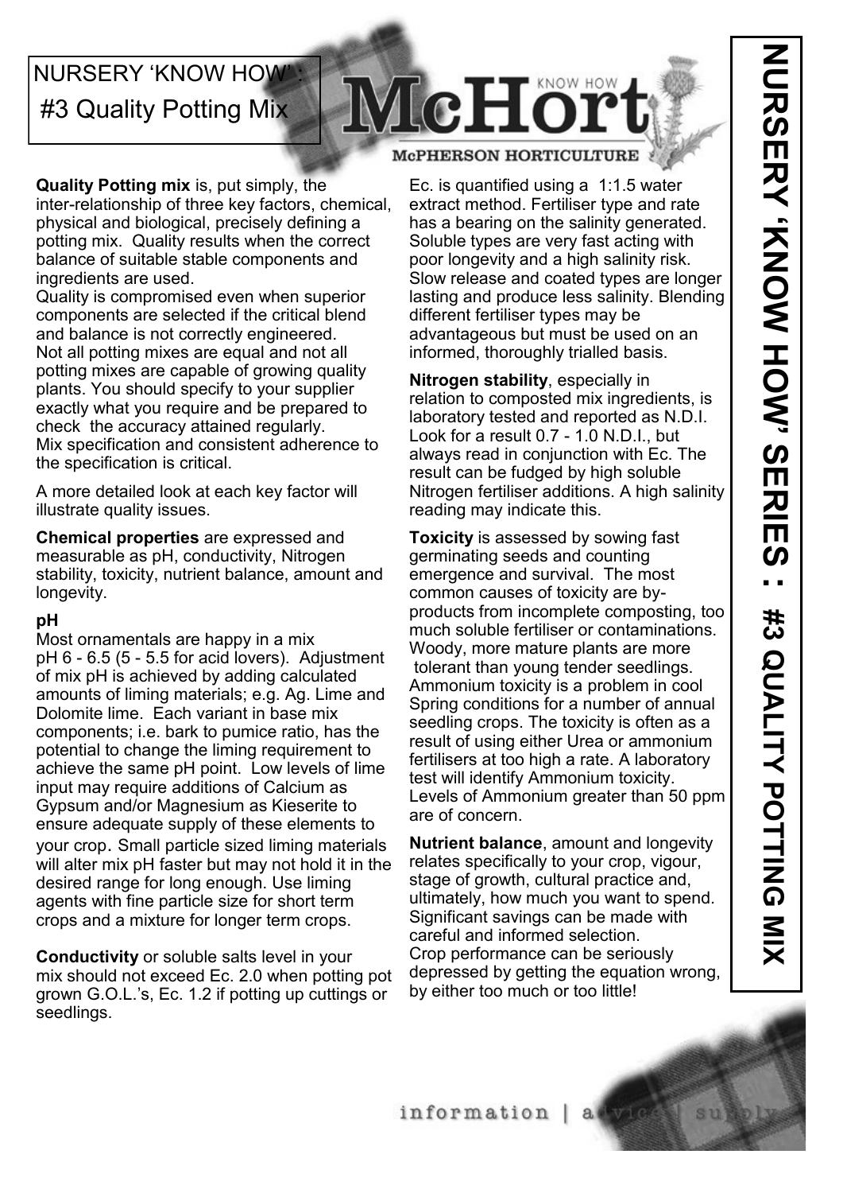# NURSERY 'KNOW HOW' : #3 Quality Potting Mix

McHort KNOW HOW

McPHERSON HORTICULTURE

**Quality Potting mix** is, put simply, the inter-relationship of three key factors, chemical, physical and biological, precisely defining a potting mix. Quality results when the correct balance of suitable stable components and ingredients are used.
Quality is compromised even when superior components are selected if the critical blend and balance is not correctly engineered.
Not all potting mixes are equal and not all potting mixes are capable of growing quality plants. You should specify to your supplier exactly what you require and be prepared to check the accuracy attained regularly.
Mix specification and consistent adherence to the specification is critical.

A more detailed look at each key factor will illustrate quality issues.

**Chemical properties** are expressed and measurable as pH, conductivity, Nitrogen stability, toxicity, nutrient balance, amount and longevity.

**pH**
Most ornamentals are happy in a mix pH 6 - 6.5 (5 - 5.5 for acid lovers). Adjustment of mix pH is achieved by adding calculated amounts of liming materials; e.g. Ag. Lime and Dolomite lime. Each variant in base mix components; i.e. bark to pumice ratio, has the potential to change the liming requirement to achieve the same pH point. Low levels of lime input may require additions of Calcium as Gypsum and/or Magnesium as Kieserite to ensure adequate supply of these elements to your crop. Small particle sized liming materials will alter mix pH faster but may not hold it in the desired range for long enough. Use liming agents with fine particle size for short term crops and a mixture for longer term crops.

**Conductivity** or soluble salts level in your mix should not exceed Ec. 2.0 when potting pot grown G.O.L.'s, Ec. 1.2 if potting up cuttings or seedlings.

Ec. is quantified using a 1:1.5 water extract method. Fertiliser type and rate has a bearing on the salinity generated. Soluble types are very fast acting with poor longevity and a high salinity risk. Slow release and coated types are longer lasting and produce less salinity. Blending different fertiliser types may be advantageous but must be used on an informed, thoroughly trialled basis.

**Nitrogen stability**, especially in relation to composted mix ingredients, is laboratory tested and reported as N.D.I. Look for a result 0.7 - 1.0 N.D.I., but always read in conjunction with Ec. The result can be fudged by high soluble Nitrogen fertiliser additions. A high salinity reading may indicate this.

**Toxicity** is assessed by sowing fast germinating seeds and counting emergence and survival. The most common causes of toxicity are by-products from incomplete composting, too much soluble fertiliser or contaminations. Woody, more mature plants are more tolerant than young tender seedlings. Ammonium toxicity is a problem in cool Spring conditions for a number of annual seedling crops. The toxicity is often as a result of using either Urea or ammonium fertilisers at too high a rate. A laboratory test will identify Ammonium toxicity. Levels of Ammonium greater than 50 ppm are of concern.

**Nutrient balance**, amount and longevity relates specifically to your crop, vigour, stage of growth, cultural practice and, ultimately, how much you want to spend. Significant savings can be made with careful and informed selection.
Crop performance can be seriously depressed by getting the equation wrong, by either too much or too little!

information | advice | supply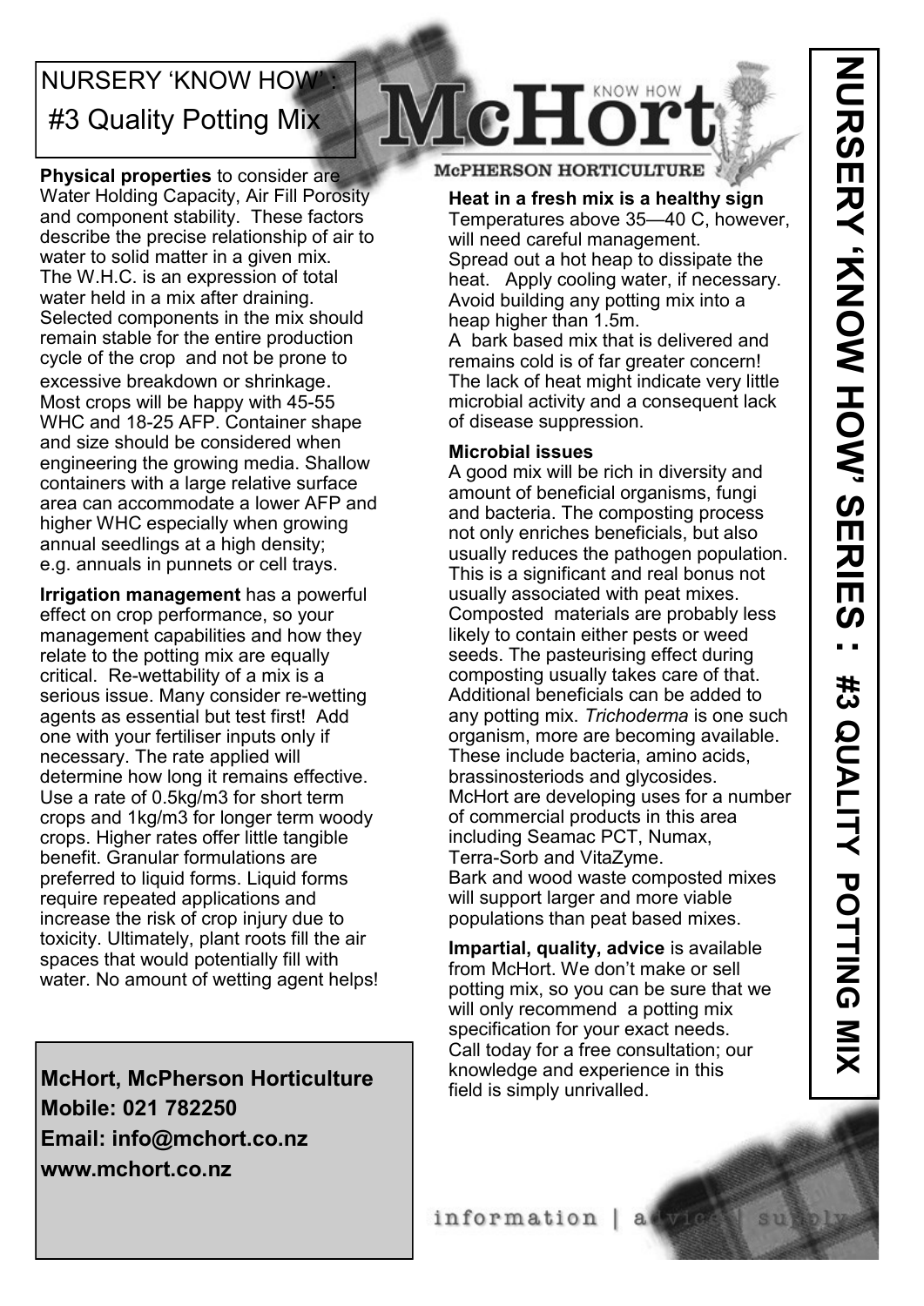# NURSERY 'KNOW HOW' : #3 Quality Potting Mix

McHort KNOW HOW

McPHERSON HORTICULTURE

**Physical properties** to consider are Water Holding Capacity, Air Fill Porosity and component stability. These factors describe the precise relationship of air to water to solid matter in a given mix. The W.H.C. is an expression of total water held in a mix after draining. Selected components in the mix should remain stable for the entire production cycle of the crop and not be prone to excessive breakdown or shrinkage. Most crops will be happy with 45-55 WHC and 18-25 AFP. Container shape and size should be considered when engineering the growing media. Shallow containers with a large relative surface area can accommodate a lower AFP and higher WHC especially when growing annual seedlings at a high density; e.g. annuals in punnets or cell trays.

**Irrigation management** has a powerful effect on crop performance, so your management capabilities and how they relate to the potting mix are equally critical. Re-wettability of a mix is a serious issue. Many consider re-wetting agents as essential but test first! Add one with your fertiliser inputs only if necessary. The rate applied will determine how long it remains effective. Use a rate of 0.5kg/m3 for short term crops and 1kg/m3 for longer term woody crops. Higher rates offer little tangible benefit. Granular formulations are preferred to liquid forms. Liquid forms require repeated applications and increase the risk of crop injury due to toxicity. Ultimately, plant roots fill the air spaces that would potentially fill with water. No amount of wetting agent helps!

**Heat in a fresh mix is a healthy sign**
Temperatures above 35—40 C, however, will need careful management. Spread out a hot heap to dissipate the heat. Apply cooling water, if necessary. Avoid building any potting mix into a heap higher than 1.5m.
A bark based mix that is delivered and remains cold is of far greater concern! The lack of heat might indicate very little microbial activity and a consequent lack of disease suppression.

**Microbial issues**
A good mix will be rich in diversity and amount of beneficial organisms, fungi and bacteria. The composting process not only enriches beneficials, but also usually reduces the pathogen population. This is a significant and real bonus not usually associated with peat mixes. Composted materials are probably less likely to contain either pests or weed seeds. The pasteurising effect during composting usually takes care of that. Additional beneficials can be added to any potting mix. *Trichoderma* is one such organism, more are becoming available. These include bacteria, amino acids, brassinosteriods and glycosides. McHort are developing uses for a number of commercial products in this area including Seamac PCT, Numax, Terra-Sorb and VitaZyme.
Bark and wood waste composted mixes will support larger and more viable populations than peat based mixes.

**Impartial, quality, advice** is available from McHort. We don't make or sell potting mix, so you can be sure that we will only recommend a potting mix specification for your exact needs. Call today for a free consultation; our knowledge and experience in this field is simply unrivalled.

**McHort, McPherson Horticulture**
**Mobile: 021 782250**
**Email: info@mchort.co.nz**
**www.mchort.co.nz**

information | advice | supply

**NURSERY 'KNOW HOW' SERIES : #3 QUALITY POTTING MIX**